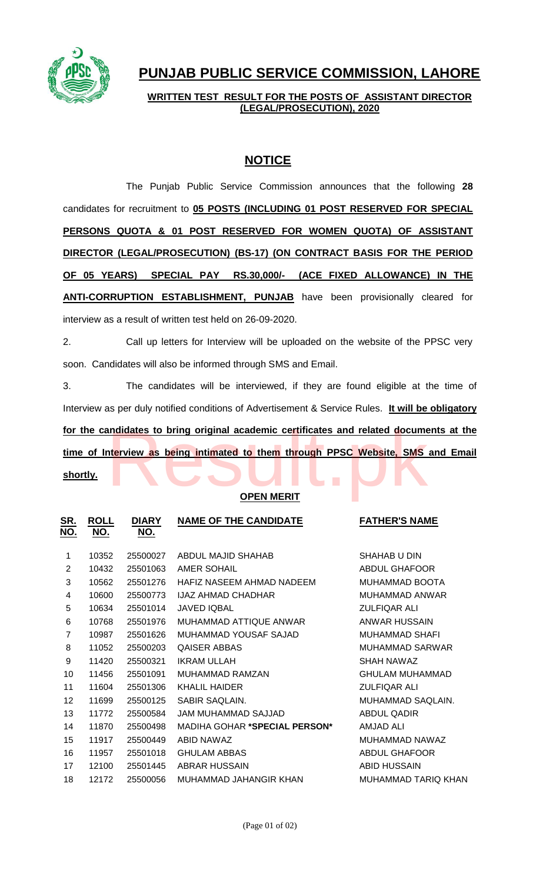# PUNJAB PUBLIC SERVICE COMMISSION, LAHORE

**WRITTEN TEST RESULT FOR THE POSTS OF ASSISTANT DIRECTOR (LEGAL/PROSECUTION), 2020**

## NOTICE

The Punjab Public Service Commission announces that the following **28** candidates for recruitment to **05 POSTS (INCLUDING 01 POST RESERVED FOR SPECIAL PERSONS QUOTA & 01 POST RESERVED FOR WOMEN QUOTA) OF ASSISTANT DIRECTOR (LEGAL/PROSECUTION) (BS-17) (ON CONTRACT BASIS FOR THE PERIOD OF 05 YEARS) SPECIAL PAY RS.30,000/- (ACE FIXED ALLOWANCE) IN THE ANTI-CORRUPTION ESTABLISHMENT, PUNJAB** have been provisionally cleared for interview as a result of written test held on 26-09-2020.

2. Call up letters for Interview will be uploaded on the website of the PPSC very soon. Candidates will also be informed through SMS and Email.

3. The candidates will be interviewed, if they are found eligible at the time of Interview as per duly notified conditions of Advertisement & Service Rules. **It will be obligatory for the candidates to bring original academic certificates and related documents at the time of Interview as being intimated to them through PPSC Website, SMS and Email shortly.**

**OPEN MERIT**

| SR. NO. | ROLL NO. | DIARY NO. | NAME OF THE CANDIDATE | FATHER'S NAME |
|---|---|---|---|---|
| 1 | 10352 | 25500027 | ABDUL MAJID SHAHAB | SHAHAB U DIN |
| 2 | 10432 | 25501063 | AMER SOHAIL | ABDUL GHAFOOR |
| 3 | 10562 | 25501276 | HAFIZ NASEEM AHMAD NADEEM | MUHAMMAD BOOTA |
| 4 | 10600 | 25500773 | IJAZ AHMAD CHADHAR | MUHAMMAD ANWAR |
| 5 | 10634 | 25501014 | JAVED IQBAL | ZULFIQAR ALI |
| 6 | 10768 | 25501976 | MUHAMMAD ATTIQUE ANWAR | ANWAR HUSSAIN |
| 7 | 10987 | 25501626 | MUHAMMAD YOUSAF SAJAD | MUHAMMAD SHAFI |
| 8 | 11052 | 25500203 | QAISER ABBAS | MUHAMMAD SARWAR |
| 9 | 11420 | 25500321 | IKRAM ULLAH | SHAH NAWAZ |
| 10 | 11456 | 25501091 | MUHAMMAD RAMZAN | GHULAM MUHAMMAD |
| 11 | 11604 | 25501306 | KHALIL HAIDER | ZULFIQAR ALI |
| 12 | 11699 | 25500125 | SABIR SAQLAIN. | MUHAMMAD SAQLAIN. |
| 13 | 11772 | 25500584 | JAM MUHAMMAD SAJJAD | ABDUL QADIR |
| 14 | 11870 | 25500498 | MADIHA GOHAR ***SPECIAL PERSON*** | AMJAD ALI |
| 15 | 11917 | 25500449 | ABID NAWAZ | MUHAMMAD NAWAZ |
| 16 | 11957 | 25501018 | GHULAM ABBAS | ABDUL GHAFOOR |
| 17 | 12100 | 25501445 | ABRAR HUSSAIN | ABID HUSSAIN |
| 18 | 12172 | 25500056 | MUHAMMAD JAHANGIR KHAN | MUHAMMAD TARIQ KHAN |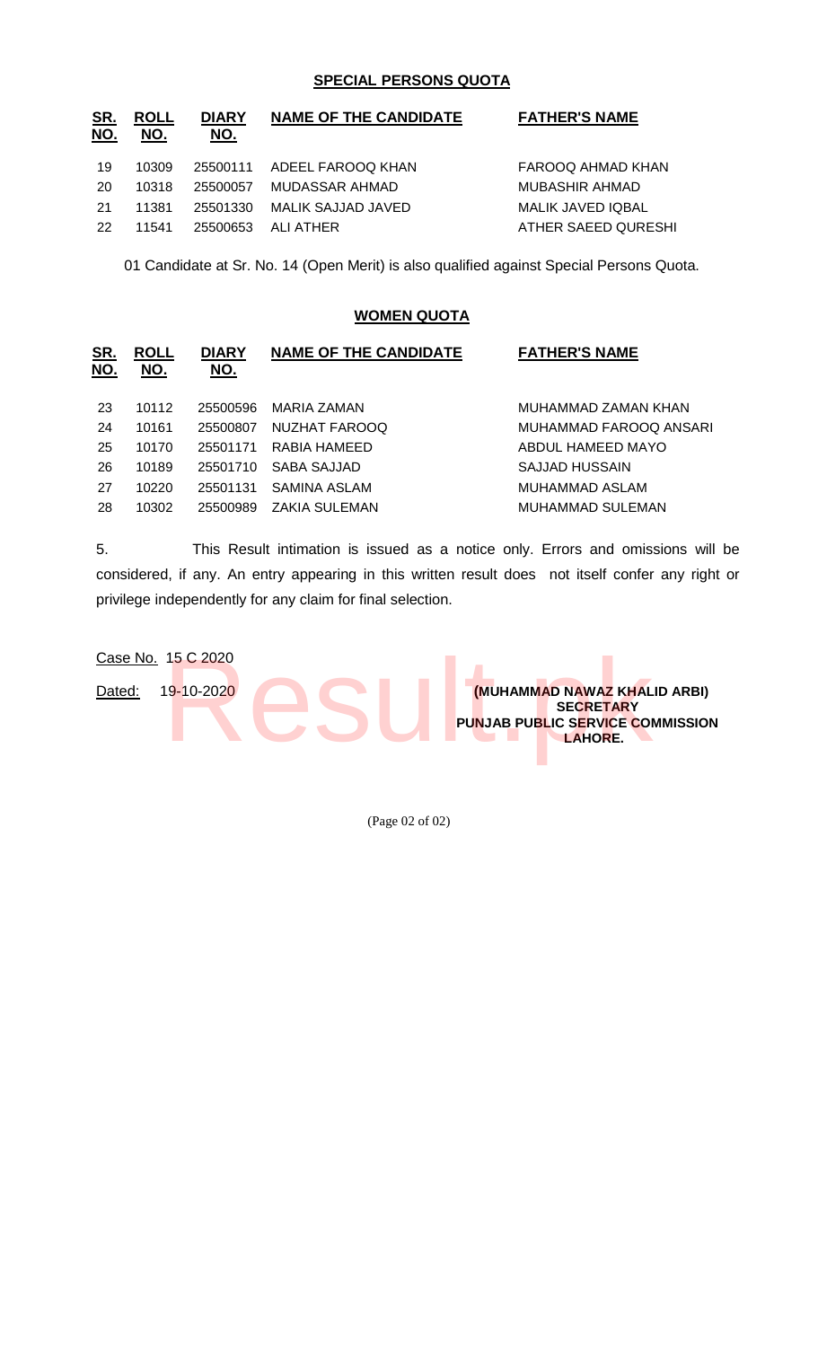## SPECIAL PERSONS QUOTA

| SR. NO. | ROLL NO. | DIARY NO. | NAME OF THE CANDIDATE | FATHER'S NAME |
|---|---|---|---|---|
| 19 | 10309 | 25500111 | ADEEL FAROOQ KHAN | FAROOQ AHMAD KHAN |
| 20 | 10318 | 25500057 | MUDASSAR AHMAD | MUBASHIR AHMAD |
| 21 | 11381 | 25501330 | MALIK SAJJAD JAVED | MALIK JAVED IQBAL |
| 22 | 11541 | 25500653 | ALI ATHER | ATHER SAEED QURESHI |

01 Candidate at Sr. No. 14 (Open Merit) is also qualified against Special Persons Quota.

## WOMEN QUOTA

| SR. NO. | ROLL NO. | DIARY NO. | NAME OF THE CANDIDATE | FATHER'S NAME |
|---|---|---|---|---|
| 23 | 10112 | 25500596 | MARIA ZAMAN | MUHAMMAD ZAMAN KHAN |
| 24 | 10161 | 25500807 | NUZHAT FAROOQ | MUHAMMAD FAROOQ ANSARI |
| 25 | 10170 | 25501171 | RABIA HAMEED | ABDUL HAMEED MAYO |
| 26 | 10189 | 25501710 | SABA SAJJAD | SAJJAD HUSSAIN |
| 27 | 10220 | 25501131 | SAMINA ASLAM | MUHAMMAD ASLAM |
| 28 | 10302 | 25500989 | ZAKIA SULEMAN | MUHAMMAD SULEMAN |

5. This Result intimation is issued as a notice only. Errors and omissions will be considered, if any. An entry appearing in this written result does not itself confer any right or privilege independently for any claim for final selection.

Case No. 15 C 2020

Dated: 19-10-2020

**(MUHAMMAD NAWAZ KHALID ARBI)**
**SECRETARY**
**PUNJAB PUBLIC SERVICE COMMISSION**
**LAHORE.**